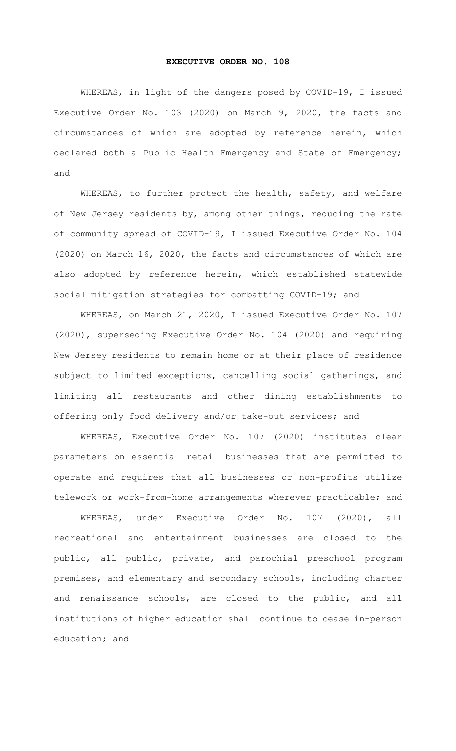# EXECUTIVE ORDER NO. 108

WHEREAS, in light of the dangers posed by COVID-19, I issued Executive Order No. 103 (2020) on March 9, 2020, the facts and circumstances of which are adopted by reference herein, which declared both a Public Health Emergency and State of Emergency; and

WHEREAS, to further protect the health, safety, and welfare of New Jersey residents by, among other things, reducing the rate of community spread of COVID-19, I issued Executive Order No. 104 (2020) on March 16, 2020, the facts and circumstances of which are also adopted by reference herein, which established statewide social mitigation strategies for combatting COVID-19; and

WHEREAS, on March 21, 2020, I issued Executive Order No. 107 (2020), superseding Executive Order No. 104 (2020) and requiring New Jersey residents to remain home or at their place of residence subject to limited exceptions, cancelling social gatherings, and limiting all restaurants and other dining establishments to offering only food delivery and/or take-out services; and

WHEREAS, Executive Order No. 107 (2020) institutes clear parameters on essential retail businesses that are permitted to operate and requires that all businesses or non-profits utilize telework or work-from-home arrangements wherever practicable; and

WHEREAS, under Executive Order No. 107 (2020), all recreational and entertainment businesses are closed to the public, all public, private, and parochial preschool program premises, and elementary and secondary schools, including charter and renaissance schools, are closed to the public, and all institutions of higher education shall continue to cease in-person education; and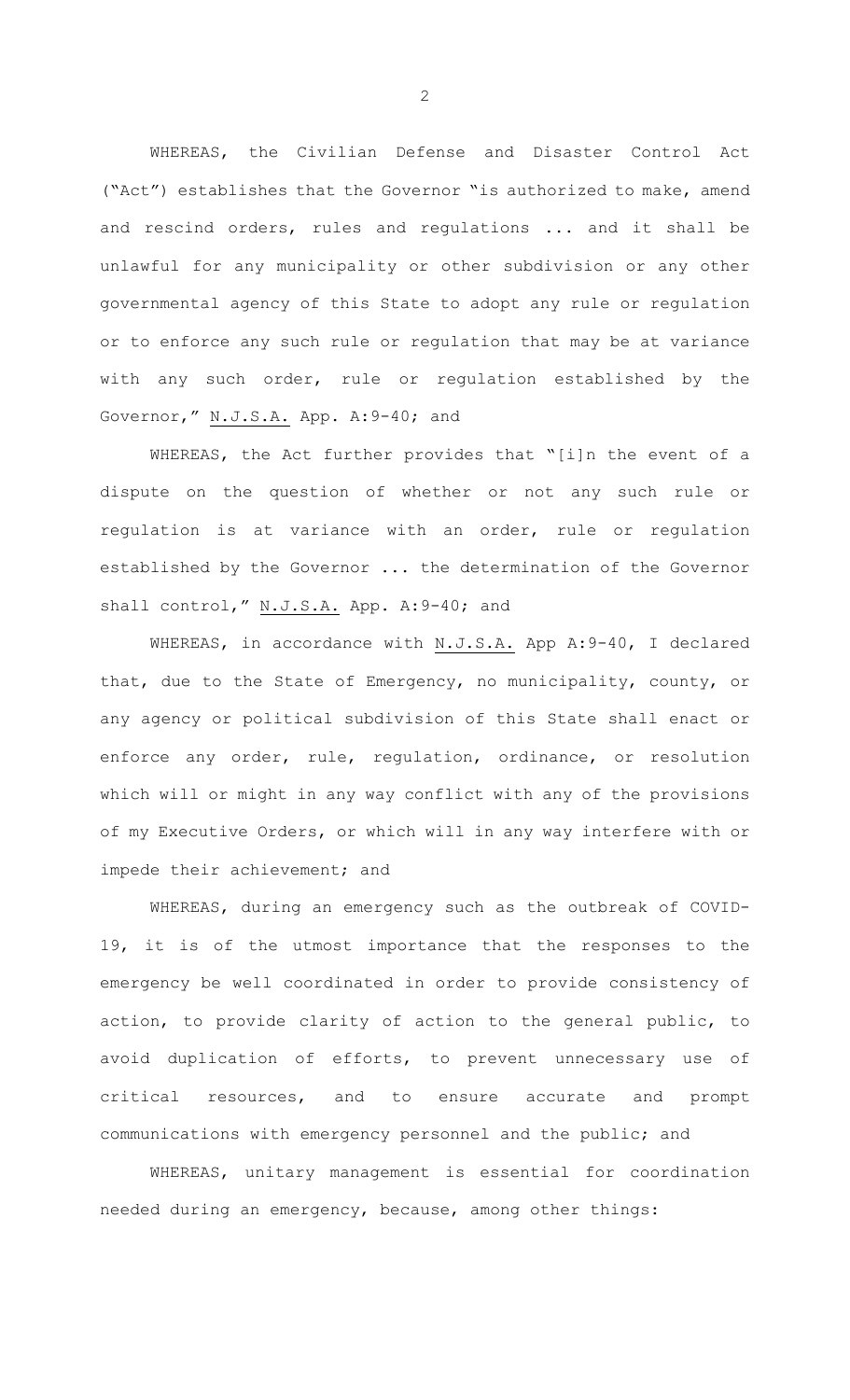WHEREAS, the Civilian Defense and Disaster Control Act ("Act") establishes that the Governor "is authorized to make, amend and rescind orders, rules and regulations ... and it shall be unlawful for any municipality or other subdivision or any other governmental agency of this State to adopt any rule or regulation or to enforce any such rule or regulation that may be at variance with any such order, rule or regulation established by the Governor," N.J.S.A. App. A:9-40; and

WHEREAS, the Act further provides that "[i]n the event of a dispute on the question of whether or not any such rule or regulation is at variance with an order, rule or regulation established by the Governor ... the determination of the Governor shall control," N.J.S.A. App. A:9-40; and

WHEREAS, in accordance with N.J.S.A. App A:9-40, I declared that, due to the State of Emergency, no municipality, county, or any agency or political subdivision of this State shall enact or enforce any order, rule, regulation, ordinance, or resolution which will or might in any way conflict with any of the provisions of my Executive Orders, or which will in any way interfere with or impede their achievement; and

WHEREAS, during an emergency such as the outbreak of COVID-19, it is of the utmost importance that the responses to the emergency be well coordinated in order to provide consistency of action, to provide clarity of action to the general public, to avoid duplication of efforts, to prevent unnecessary use of critical resources, and to ensure accurate and prompt communications with emergency personnel and the public; and

WHEREAS, unitary management is essential for coordination needed during an emergency, because, among other things: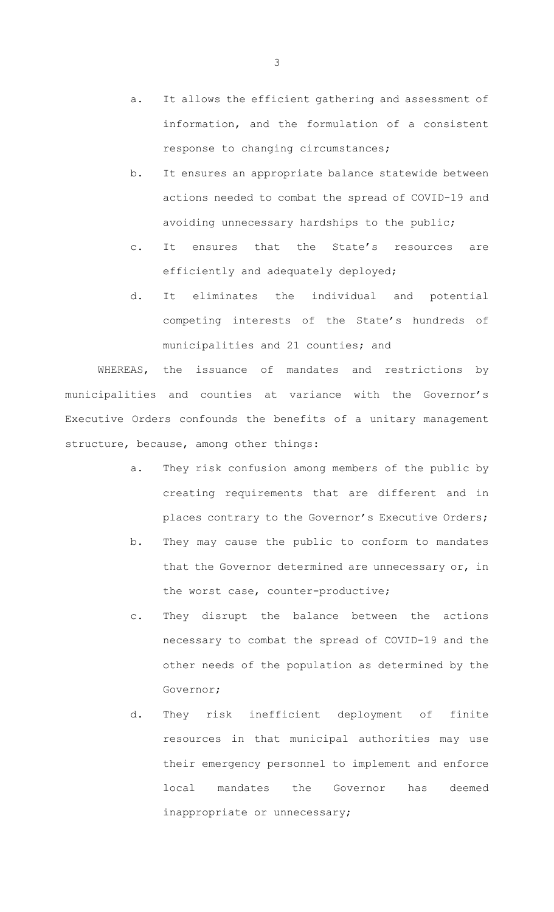a. It allows the efficient gathering and assessment of information, and the formulation of a consistent response to changing circumstances;

b. It ensures an appropriate balance statewide between actions needed to combat the spread of COVID-19 and avoiding unnecessary hardships to the public;

c. It ensures that the State's resources are efficiently and adequately deployed;

d. It eliminates the individual and potential competing interests of the State's hundreds of municipalities and 21 counties; and

WHEREAS, the issuance of mandates and restrictions by municipalities and counties at variance with the Governor's Executive Orders confounds the benefits of a unitary management structure, because, among other things:

a. They risk confusion among members of the public by creating requirements that are different and in places contrary to the Governor's Executive Orders;

b. They may cause the public to conform to mandates that the Governor determined are unnecessary or, in the worst case, counter-productive;

c. They disrupt the balance between the actions necessary to combat the spread of COVID-19 and the other needs of the population as determined by the Governor;

d. They risk inefficient deployment of finite resources in that municipal authorities may use their emergency personnel to implement and enforce local mandates the Governor has deemed inappropriate or unnecessary;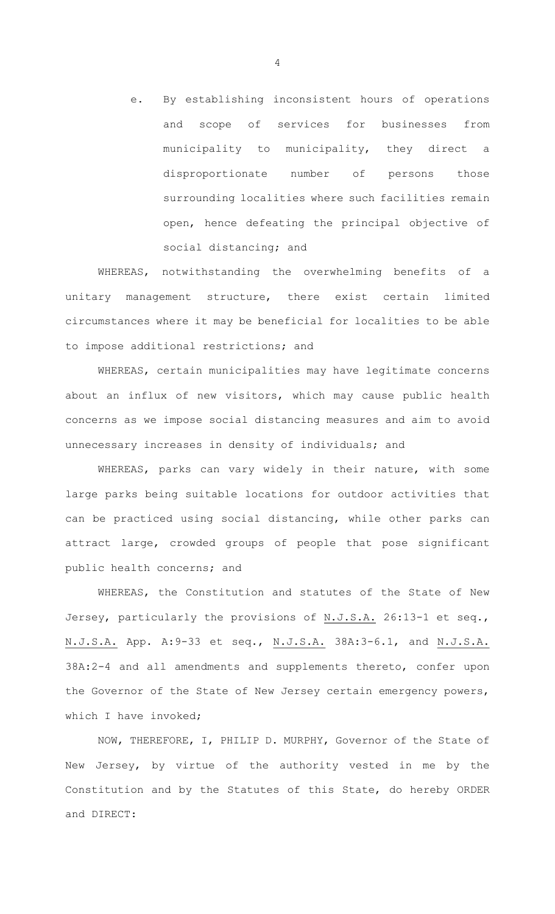e. By establishing inconsistent hours of operations and scope of services for businesses from municipality to municipality, they direct a disproportionate number of persons those surrounding localities where such facilities remain open, hence defeating the principal objective of social distancing; and

WHEREAS, notwithstanding the overwhelming benefits of a unitary management structure, there exist certain limited circumstances where it may be beneficial for localities to be able to impose additional restrictions; and

WHEREAS, certain municipalities may have legitimate concerns about an influx of new visitors, which may cause public health concerns as we impose social distancing measures and aim to avoid unnecessary increases in density of individuals; and

WHEREAS, parks can vary widely in their nature, with some large parks being suitable locations for outdoor activities that can be practiced using social distancing, while other parks can attract large, crowded groups of people that pose significant public health concerns; and

WHEREAS, the Constitution and statutes of the State of New Jersey, particularly the provisions of N.J.S.A. 26:13-1 et seq., N.J.S.A. App. A:9-33 et seq., N.J.S.A. 38A:3-6.1, and N.J.S.A. 38A:2-4 and all amendments and supplements thereto, confer upon the Governor of the State of New Jersey certain emergency powers, which I have invoked;

NOW, THEREFORE, I, PHILIP D. MURPHY, Governor of the State of New Jersey, by virtue of the authority vested in me by the Constitution and by the Statutes of this State, do hereby ORDER and DIRECT: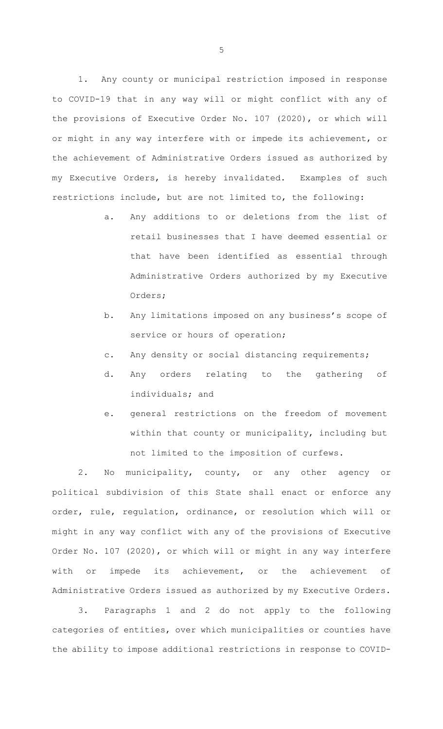1. Any county or municipal restriction imposed in response to COVID-19 that in any way will or might conflict with any of the provisions of Executive Order No. 107 (2020), or which will or might in any way interfere with or impede its achievement, or the achievement of Administrative Orders issued as authorized by my Executive Orders, is hereby invalidated. Examples of such restrictions include, but are not limited to, the following:

   a. Any additions to or deletions from the list of retail businesses that I have deemed essential or that have been identified as essential through Administrative Orders authorized by my Executive Orders;

   b. Any limitations imposed on any business's scope of service or hours of operation;

   c. Any density or social distancing requirements;

   d. Any orders relating to the gathering of individuals; and

   e. general restrictions on the freedom of movement within that county or municipality, including but not limited to the imposition of curfews.

2. No municipality, county, or any other agency or political subdivision of this State shall enact or enforce any order, rule, regulation, ordinance, or resolution which will or might in any way conflict with any of the provisions of Executive Order No. 107 (2020), or which will or might in any way interfere with or impede its achievement, or the achievement of Administrative Orders issued as authorized by my Executive Orders.

3. Paragraphs 1 and 2 do not apply to the following categories of entities, over which municipalities or counties have the ability to impose additional restrictions in response to COVID-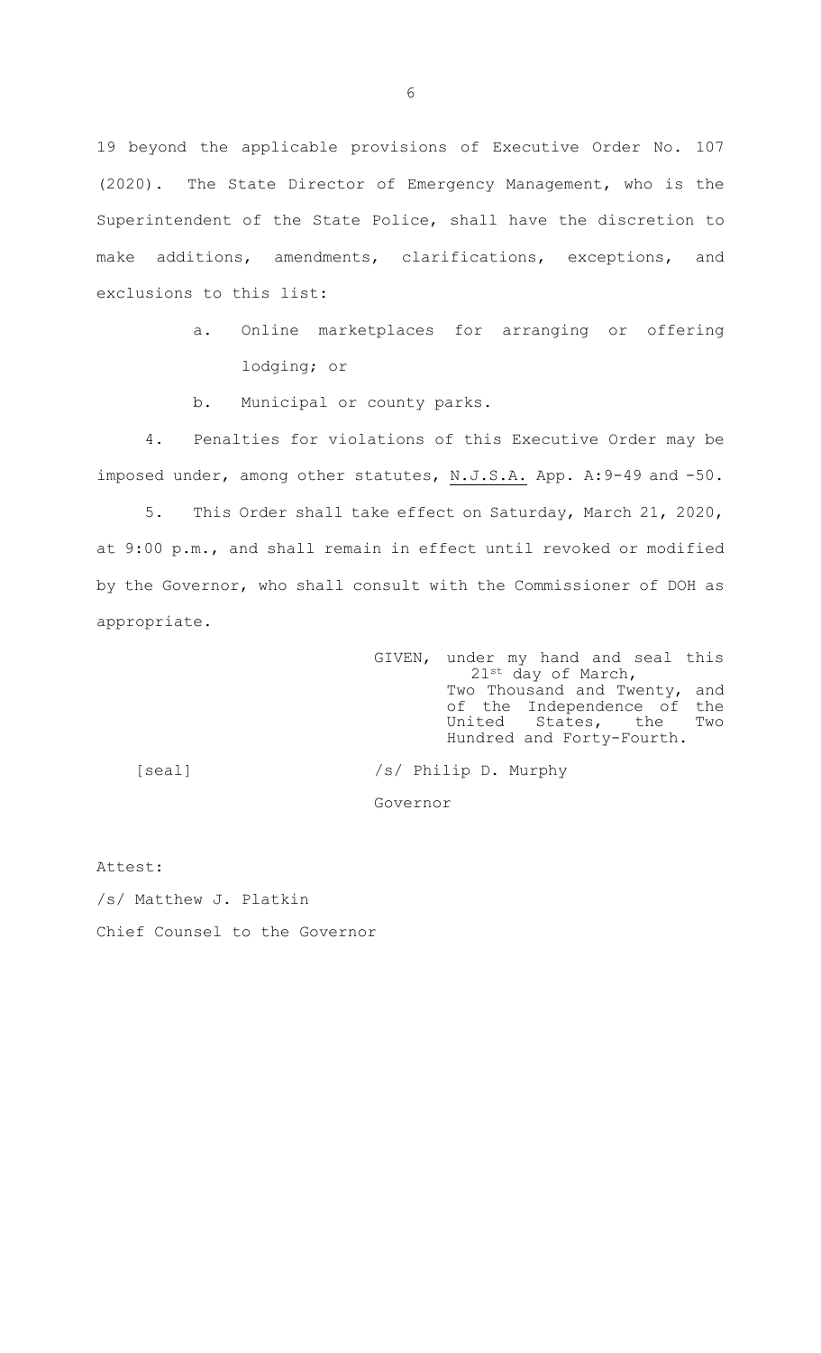19 beyond the applicable provisions of Executive Order No. 107 (2020). The State Director of Emergency Management, who is the Superintendent of the State Police, shall have the discretion to make additions, amendments, clarifications, exceptions, and exclusions to this list:

a. Online marketplaces for arranging or offering lodging; or

b. Municipal or county parks.

4. Penalties for violations of this Executive Order may be imposed under, among other statutes, N.J.S.A. App. A:9-49 and -50.

5. This Order shall take effect on Saturday, March 21, 2020, at 9:00 p.m., and shall remain in effect until revoked or modified by the Governor, who shall consult with the Commissioner of DOH as appropriate.

GIVEN, under my hand and seal this 21st day of March, Two Thousand and Twenty, and of the Independence of the United States, the Two Hundred and Forty-Fourth.

[seal]

/s/ Philip D. Murphy

Governor

Attest:

/s/ Matthew J. Platkin

Chief Counsel to the Governor